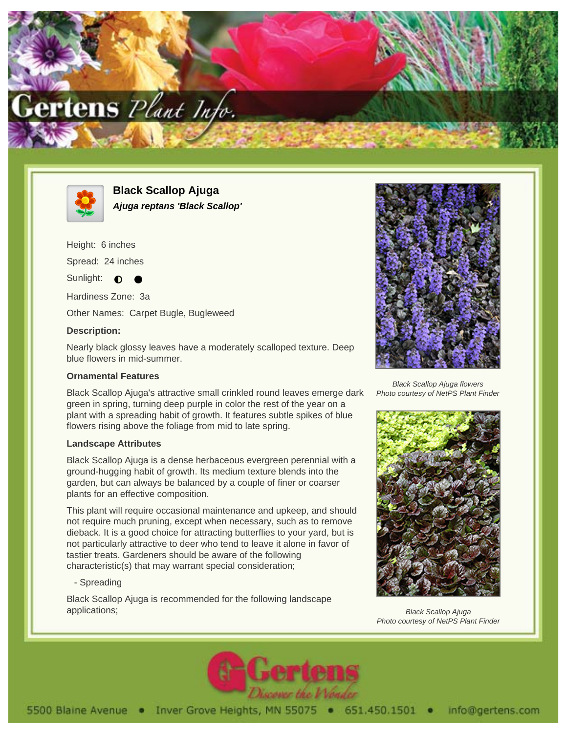# Black Scallop Ajuga

***Ajuga reptans 'Black Scallop'***

Height: 6 inches

Spread: 24 inches

Sunlight: ◐ ●

Hardiness Zone: 3a

Other Names: Carpet Bugle, Bugleweed

**Description:**

Nearly black glossy leaves have a moderately scalloped texture. Deep blue flowers in mid-summer.

### Ornamental Features

Black Scallop Ajuga's attractive small crinkled round leaves emerge dark green in spring, turning deep purple in color the rest of the year on a plant with a spreading habit of growth. It features subtle spikes of blue flowers rising above the foliage from mid to late spring.

### Landscape Attributes

Black Scallop Ajuga is a dense herbaceous evergreen perennial with a ground-hugging habit of growth. Its medium texture blends into the garden, but can always be balanced by a couple of finer or coarser plants for an effective composition.

This plant will require occasional maintenance and upkeep, and should not require much pruning, except when necessary, such as to remove dieback. It is a good choice for attracting butterflies to your yard, but is not particularly attractive to deer who tend to leave it alone in favor of tastier treats. Gardeners should be aware of the following characteristic(s) that may warrant special consideration;

- Spreading

Black Scallop Ajuga is recommended for the following landscape applications;

*Black Scallop Ajuga flowers*
*Photo courtesy of NetPS Plant Finder*

*Black Scallop Ajuga*
*Photo courtesy of NetPS Plant Finder*

5500 Blaine Avenue • Inver Grove Heights, MN 55075 • 651.450.1501 • info@gertens.com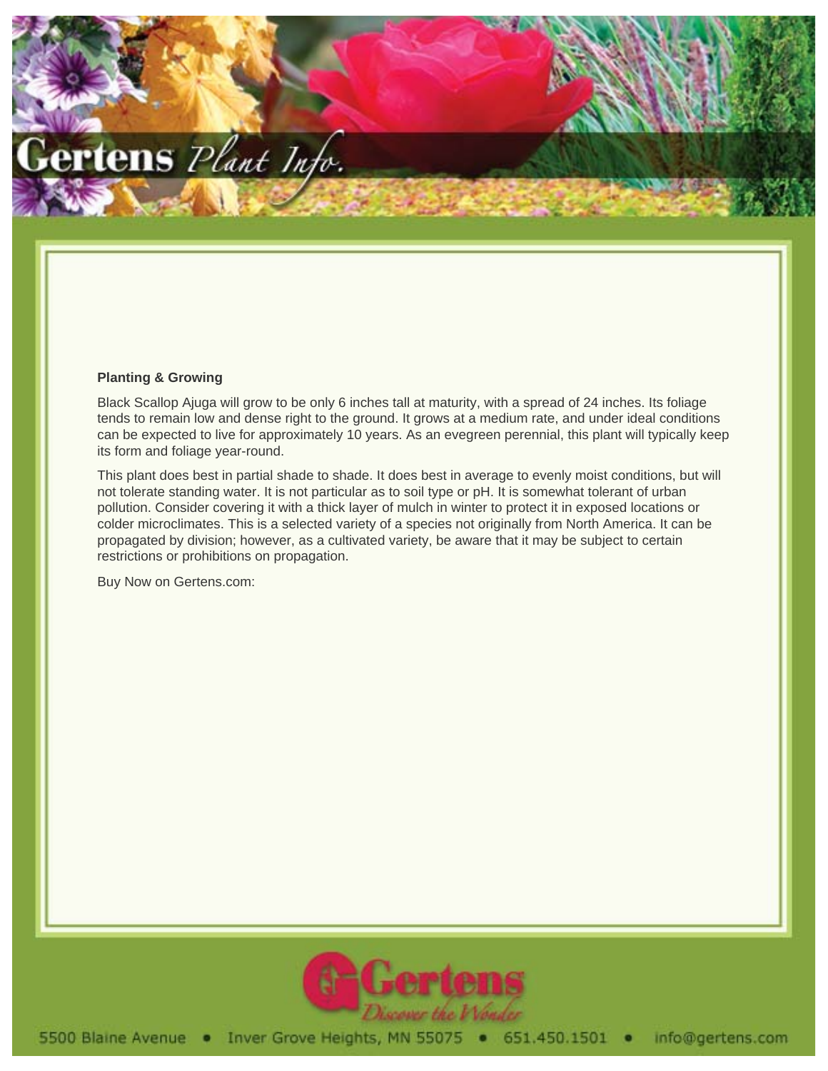**Planting & Growing**

Black Scallop Ajuga will grow to be only 6 inches tall at maturity, with a spread of 24 inches. Its foliage tends to remain low and dense right to the ground. It grows at a medium rate, and under ideal conditions can be expected to live for approximately 10 years. As an evegreen perennial, this plant will typically keep its form and foliage year-round.

This plant does best in partial shade to shade. It does best in average to evenly moist conditions, but will not tolerate standing water. It is not particular as to soil type or pH. It is somewhat tolerant of urban pollution. Consider covering it with a thick layer of mulch in winter to protect it in exposed locations or colder microclimates. This is a selected variety of a species not originally from North America. It can be propagated by division; however, as a cultivated variety, be aware that it may be subject to certain restrictions or prohibitions on propagation.

Buy Now on Gertens.com: